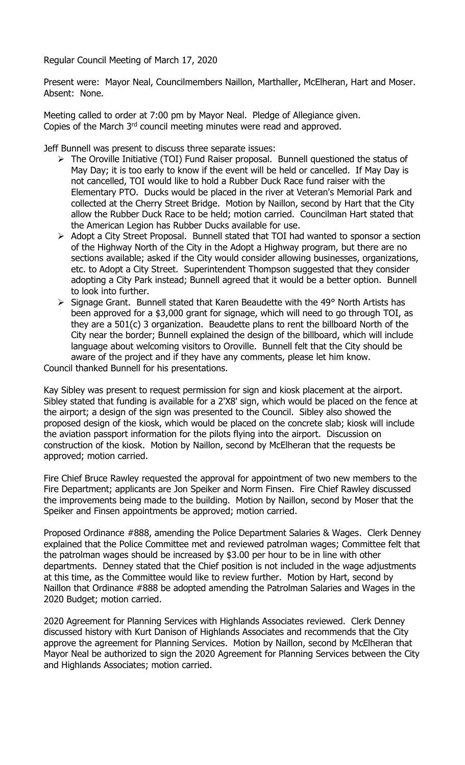Regular Council Meeting of March 17, 2020

Present were: Mayor Neal, Councilmembers Naillon, Marthaller, McElheran, Hart and Moser. Absent: None.

Meeting called to order at 7:00 pm by Mayor Neal. Pledge of Allegiance given. Copies of the March 3rd council meeting minutes were read and approved.

Jeff Bunnell was present to discuss three separate issues:

- The Oroville Initiative (TOI) Fund Raiser proposal. Bunnell questioned the status of May Day; it is too early to know if the event will be held or cancelled. If May Day is not cancelled, TOI would like to hold a Rubber Duck Race fund raiser with the Elementary PTO. Ducks would be placed in the river at Veteran's Memorial Park and collected at the Cherry Street Bridge. Motion by Naillon, second by Hart that the City allow the Rubber Duck Race to be held; motion carried. Councilman Hart stated that the American Legion has Rubber Ducks available for use.
- Adopt a City Street Proposal. Bunnell stated that TOI had wanted to sponsor a section of the Highway North of the City in the Adopt a Highway program, but there are no sections available; asked if the City would consider allowing businesses, organizations, etc. to Adopt a City Street. Superintendent Thompson suggested that they consider adopting a City Park instead; Bunnell agreed that it would be a better option. Bunnell to look into further.
- Signage Grant. Bunnell stated that Karen Beaudette with the 49° North Artists has been approved for a $3,000 grant for signage, which will need to go through TOI, as they are a 501(c) 3 organization. Beaudette plans to rent the billboard North of the City near the border; Bunnell explained the design of the billboard, which will include language about welcoming visitors to Oroville. Bunnell felt that the City should be aware of the project and if they have any comments, please let him know.

Council thanked Bunnell for his presentations.

Kay Sibley was present to request permission for sign and kiosk placement at the airport. Sibley stated that funding is available for a 2'X8' sign, which would be placed on the fence at the airport; a design of the sign was presented to the Council. Sibley also showed the proposed design of the kiosk, which would be placed on the concrete slab; kiosk will include the aviation passport information for the pilots flying into the airport. Discussion on construction of the kiosk. Motion by Naillon, second by McElheran that the requests be approved; motion carried.

Fire Chief Bruce Rawley requested the approval for appointment of two new members to the Fire Department; applicants are Jon Speiker and Norm Finsen. Fire Chief Rawley discussed the improvements being made to the building. Motion by Naillon, second by Moser that the Speiker and Finsen appointments be approved; motion carried.

Proposed Ordinance #888, amending the Police Department Salaries & Wages. Clerk Denney explained that the Police Committee met and reviewed patrolman wages; Committee felt that the patrolman wages should be increased by $3.00 per hour to be in line with other departments. Denney stated that the Chief position is not included in the wage adjustments at this time, as the Committee would like to review further. Motion by Hart, second by Naillon that Ordinance #888 be adopted amending the Patrolman Salaries and Wages in the 2020 Budget; motion carried.

2020 Agreement for Planning Services with Highlands Associates reviewed. Clerk Denney discussed history with Kurt Danison of Highlands Associates and recommends that the City approve the agreement for Planning Services. Motion by Naillon, second by McElheran that Mayor Neal be authorized to sign the 2020 Agreement for Planning Services between the City and Highlands Associates; motion carried.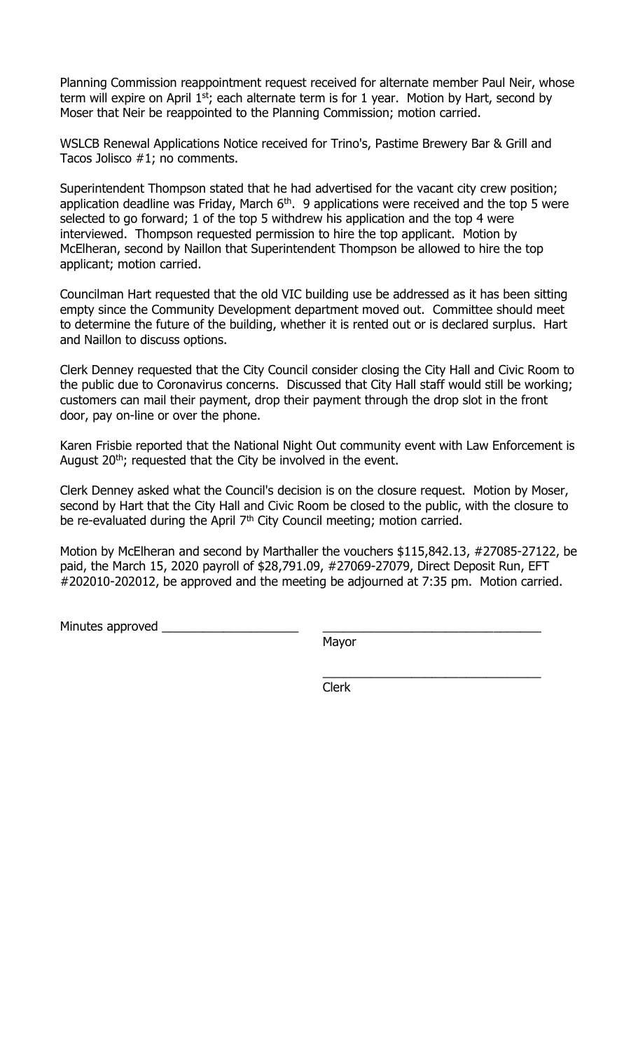Planning Commission reappointment request received for alternate member Paul Neir, whose term will expire on April 1st; each alternate term is for 1 year. Motion by Hart, second by Moser that Neir be reappointed to the Planning Commission; motion carried.

WSLCB Renewal Applications Notice received for Trino's, Pastime Brewery Bar & Grill and Tacos Jolisco #1; no comments.

Superintendent Thompson stated that he had advertised for the vacant city crew position; application deadline was Friday, March 6th. 9 applications were received and the top 5 were selected to go forward; 1 of the top 5 withdrew his application and the top 4 were interviewed. Thompson requested permission to hire the top applicant. Motion by McElheran, second by Naillon that Superintendent Thompson be allowed to hire the top applicant; motion carried.

Councilman Hart requested that the old VIC building use be addressed as it has been sitting empty since the Community Development department moved out. Committee should meet to determine the future of the building, whether it is rented out or is declared surplus. Hart and Naillon to discuss options.

Clerk Denney requested that the City Council consider closing the City Hall and Civic Room to the public due to Coronavirus concerns. Discussed that City Hall staff would still be working; customers can mail their payment, drop their payment through the drop slot in the front door, pay on-line or over the phone.

Karen Frisbie reported that the National Night Out community event with Law Enforcement is August 20th; requested that the City be involved in the event.

Clerk Denney asked what the Council's decision is on the closure request. Motion by Moser, second by Hart that the City Hall and Civic Room be closed to the public, with the closure to be re-evaluated during the April 7th City Council meeting; motion carried.

Motion by McElheran and second by Marthaller the vouchers $115,842.13, #27085-27122, be paid, the March 15, 2020 payroll of $28,791.09, #27069-27079, Direct Deposit Run, EFT #202010-202012, be approved and the meeting be adjourned at 7:35 pm. Motion carried.

Minutes approved ____________________ ________________________________

Mayor

________________________________

Clerk